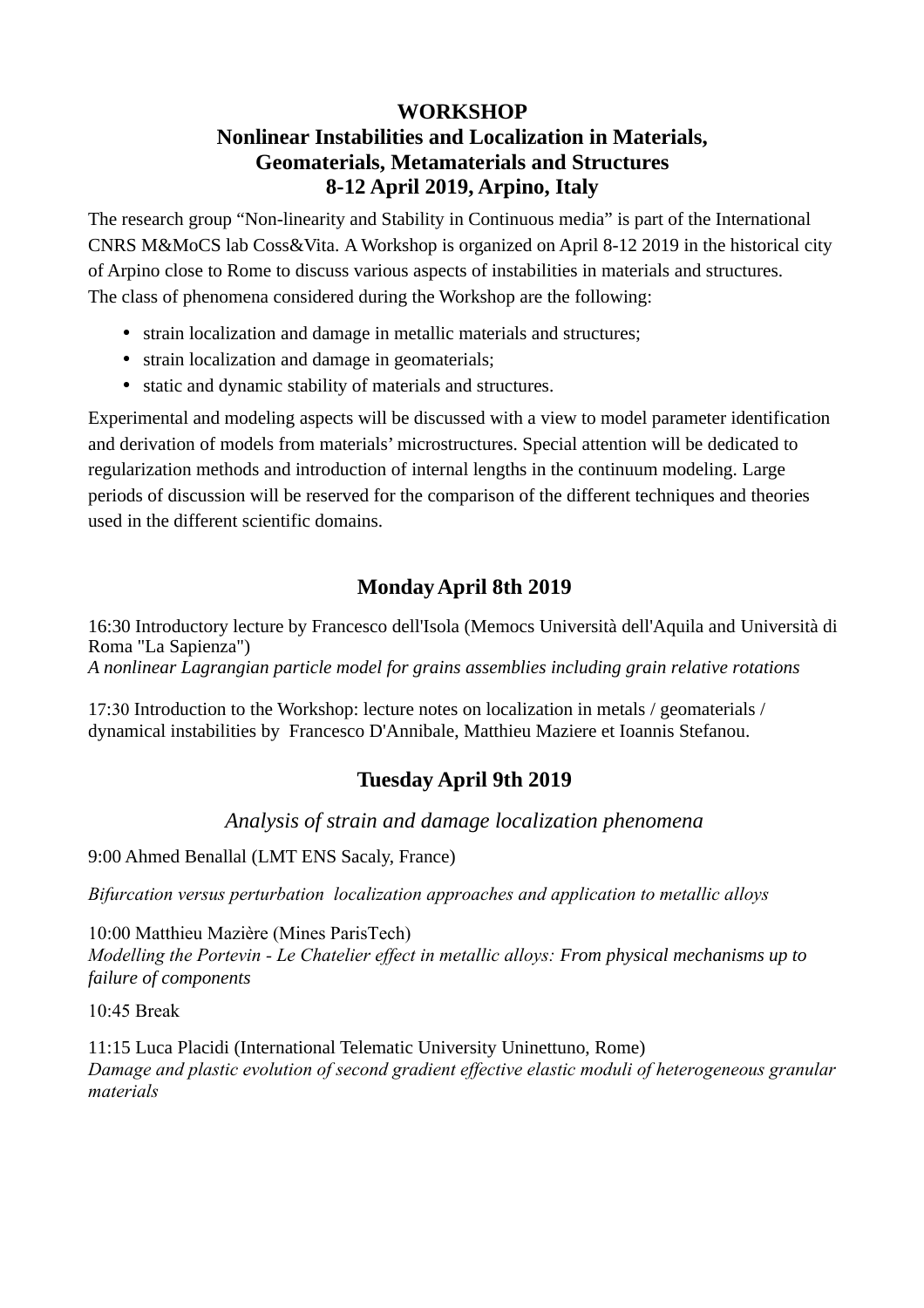# WORKSHOP
# Nonlinear Instabilities and Localization in Materials, Geomaterials, Metamaterials and Structures
# 8-12 April 2019, Arpino, Italy

The research group “Non-linearity and Stability in Continuous media” is part of the International CNRS M&MoCS lab Coss&Vita. A Workshop is organized on April 8-12 2019 in the historical city of Arpino close to Rome to discuss various aspects of instabilities in materials and structures.
The class of phenomena considered during the Workshop are the following:

- strain localization and damage in metallic materials and structures;
- strain localization and damage in geomaterials;
- static and dynamic stability of materials and structures.

Experimental and modeling aspects will be discussed with a view to model parameter identification and derivation of models from materials’ microstructures. Special attention will be dedicated to regularization methods and introduction of internal lengths in the continuum modeling. Large periods of discussion will be reserved for the comparison of the different techniques and theories used in the different scientific domains.

## Monday April 8th 2019

16:30 Introductory lecture by Francesco dell'Isola (Memocs Università dell'Aquila and Università di Roma "La Sapienza")
*A nonlinear Lagrangian particle model for grains assemblies including grain relative rotations*

17:30 Introduction to the Workshop: lecture notes on localization in metals / geomaterials / dynamical instabilities by Francesco D'Annibale, Matthieu Maziere et Ioannis Stefanou.

## Tuesday April 9th 2019

### *Analysis of strain and damage localization phenomena*

9:00 Ahmed Benallal (LMT ENS Sacaly, France)

*Bifurcation versus perturbation localization approaches and application to metallic alloys*

10:00 Matthieu Mazière (Mines ParisTech)
*Modelling the Portevin - Le Chatelier effect in metallic alloys: From physical mechanisms up to failure of components*

10:45 Break

11:15 Luca Placidi (International Telematic University Uninettuno, Rome)
*Damage and plastic evolution of second gradient effective elastic moduli of heterogeneous granular materials*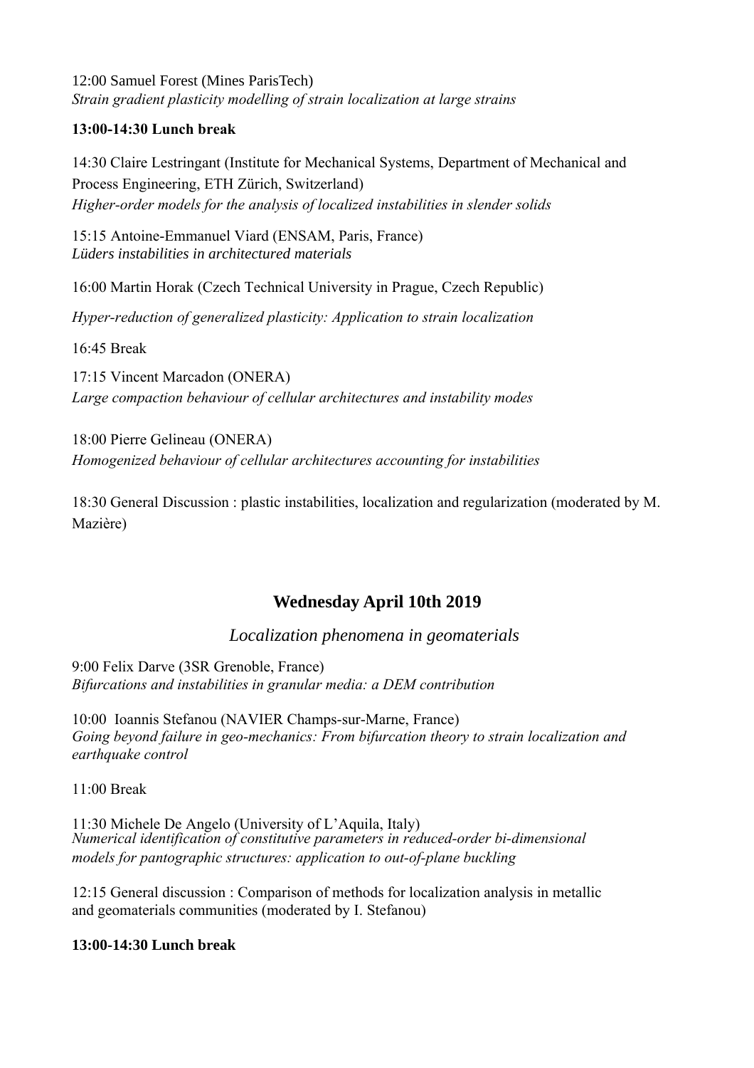12:00 Samuel Forest (Mines ParisTech)
*Strain gradient plasticity modelling of strain localization at large strains*

**13:00-14:30 Lunch break**

14:30 Claire Lestringant (Institute for Mechanical Systems, Department of Mechanical and Process Engineering, ETH Zürich, Switzerland)
*Higher-order models for the analysis of localized instabilities in slender solids*

15:15 Antoine-Emmanuel Viard (ENSAM, Paris, France)
*Lüders instabilities in architectured materials*

16:00 Martin Horak (Czech Technical University in Prague, Czech Republic)

*Hyper-reduction of generalized plasticity: Application to strain localization*

16:45 Break

17:15 Vincent Marcadon (ONERA)
*Large compaction behaviour of cellular architectures and instability modes*

18:00 Pierre Gelineau (ONERA)
*Homogenized behaviour of cellular architectures accounting for instabilities*

18:30 General Discussion : plastic instabilities, localization and regularization (moderated by M. Mazière)

## Wednesday April 10th 2019

### *Localization phenomena in geomaterials*

9:00 Felix Darve (3SR Grenoble, France)
*Bifurcations and instabilities in granular media: a DEM contribution*

10:00 Ioannis Stefanou (NAVIER Champs-sur-Marne, France)
*Going beyond failure in geo-mechanics: From bifurcation theory to strain localization and earthquake control*

11:00 Break

11:30 Michele De Angelo (University of L'Aquila, Italy)
*Numerical identification of constitutive parameters in reduced-order bi-dimensional models for pantographic structures: application to out-of-plane buckling*

12:15 General discussion : Comparison of methods for localization analysis in metallic and geomaterials communities (moderated by I. Stefanou)

**13:00-14:30 Lunch break**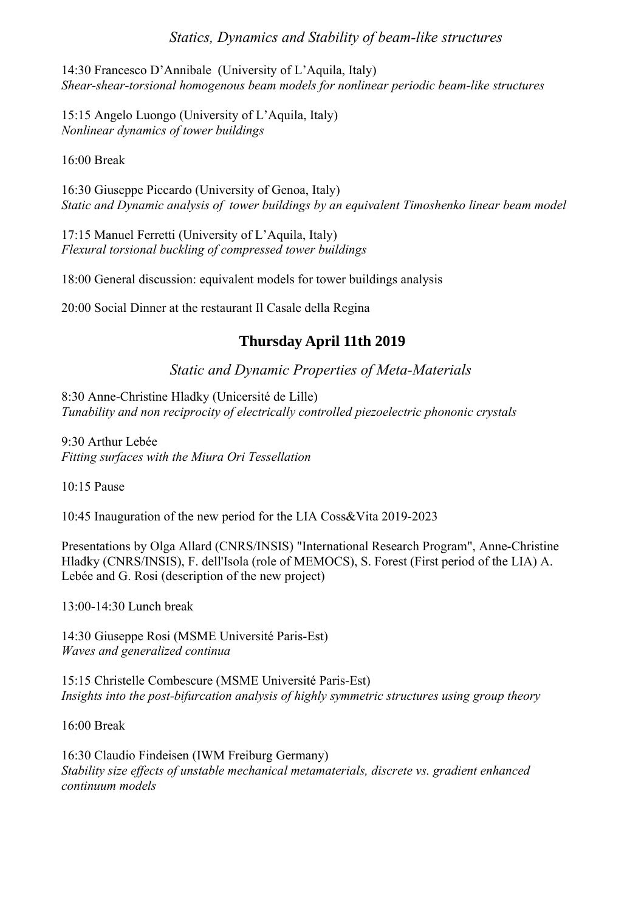*Statics, Dynamics and Stability of beam-like structures*

14:30 Francesco D'Annibale (University of L'Aquila, Italy)
*Shear-shear-torsional homogenous beam models for nonlinear periodic beam-like structures*

15:15 Angelo Luongo (University of L'Aquila, Italy)
*Nonlinear dynamics of tower buildings*

16:00 Break

16:30 Giuseppe Piccardo (University of Genoa, Italy)
*Static and Dynamic analysis of tower buildings by an equivalent Timoshenko linear beam model*

17:15 Manuel Ferretti (University of L'Aquila, Italy)
*Flexural torsional buckling of compressed tower buildings*

18:00 General discussion: equivalent models for tower buildings analysis

20:00 Social Dinner at the restaurant Il Casale della Regina

## Thursday April 11th 2019

*Static and Dynamic Properties of Meta-Materials*

8:30 Anne-Christine Hladky (Unicersité de Lille)
*Tunability and non reciprocity of electrically controlled piezoelectric phononic crystals*

9:30 Arthur Lebée
*Fitting surfaces with the Miura Ori Tessellation*

10:15 Pause

10:45 Inauguration of the new period for the LIA Coss&Vita 2019-2023

Presentations by Olga Allard (CNRS/INSIS) "International Research Program", Anne-Christine Hladky (CNRS/INSIS), F. dell'Isola (role of MEMOCS), S. Forest (First period of the LIA) A. Lebée and G. Rosi (description of the new project)

13:00-14:30 Lunch break

14:30 Giuseppe Rosi (MSME Université Paris-Est)
*Waves and generalized continua*

15:15 Christelle Combescure (MSME Université Paris-Est)
*Insights into the post-bifurcation analysis of highly symmetric structures using group theory*

16:00 Break

16:30 Claudio Findeisen (IWM Freiburg Germany)
*Stability size effects of unstable mechanical metamaterials, discrete vs. gradient enhanced continuum models*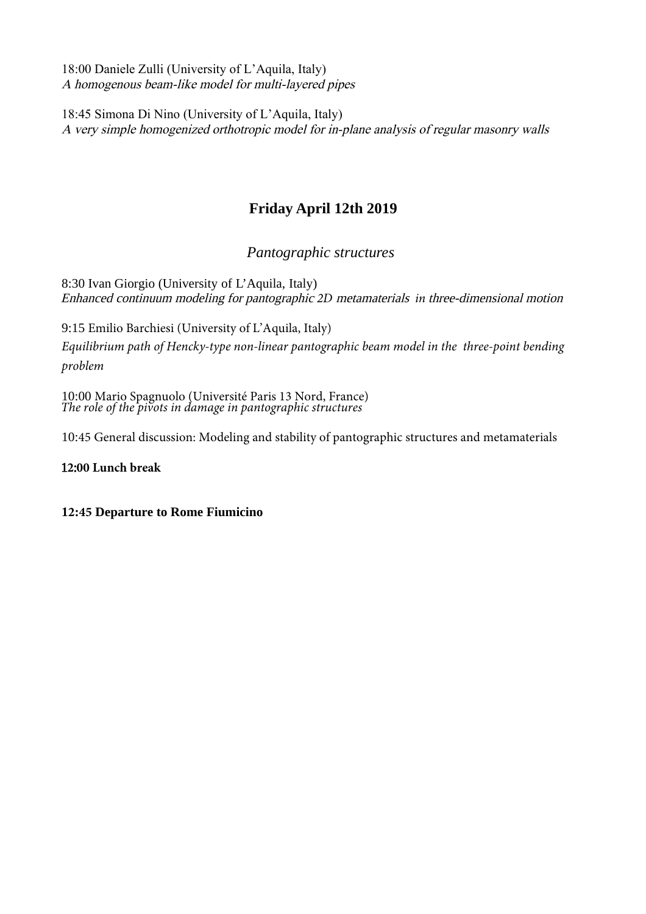18:00 Daniele Zulli (University of L'Aquila, Italy)
*A homogenous beam-like model for multi-layered pipes*

18:45 Simona Di Nino (University of L'Aquila, Italy)
*A very simple homogenized orthotropic model for in-plane analysis of regular masonry walls*

## Friday April 12th 2019

### *Pantographic structures*

8:30 Ivan Giorgio (University of L'Aquila, Italy)
*Enhanced continuum modeling for pantographic 2D metamaterials in three-dimensional motion*

9:15 Emilio Barchiesi (University of L'Aquila, Italy)
*Equilibrium path of Hencky-type non-linear pantographic beam model in the three-point bending problem*

10:00 Mario Spagnuolo (Université Paris 13 Nord, France)
*The role of the pivots in damage in pantographic structures*

10:45 General discussion: Modeling and stability of pantographic structures and metamaterials

**12:00 Lunch break**

**12:45 Departure to Rome Fiumicino**